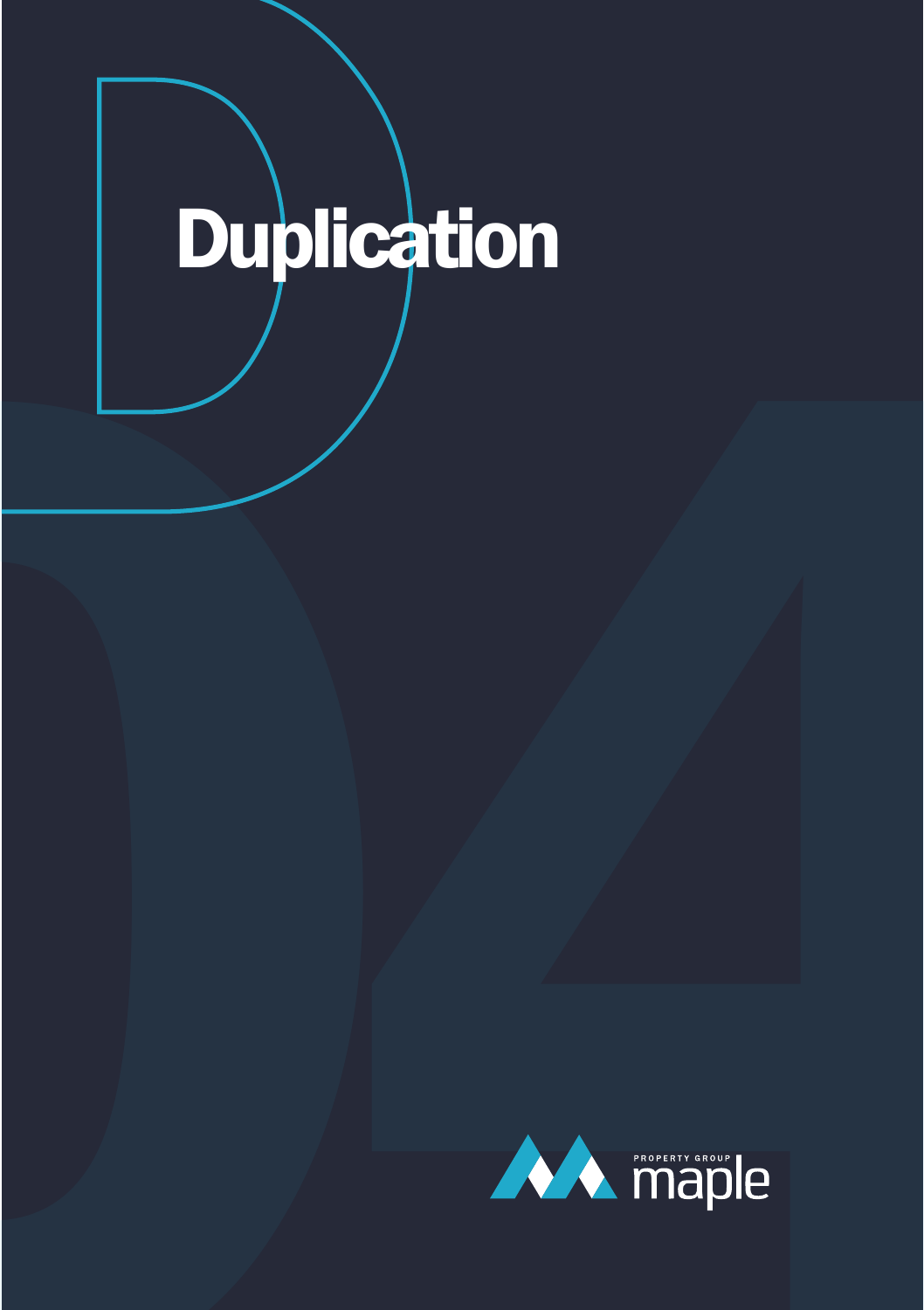# Duplication

PROPERTY GROUP
maple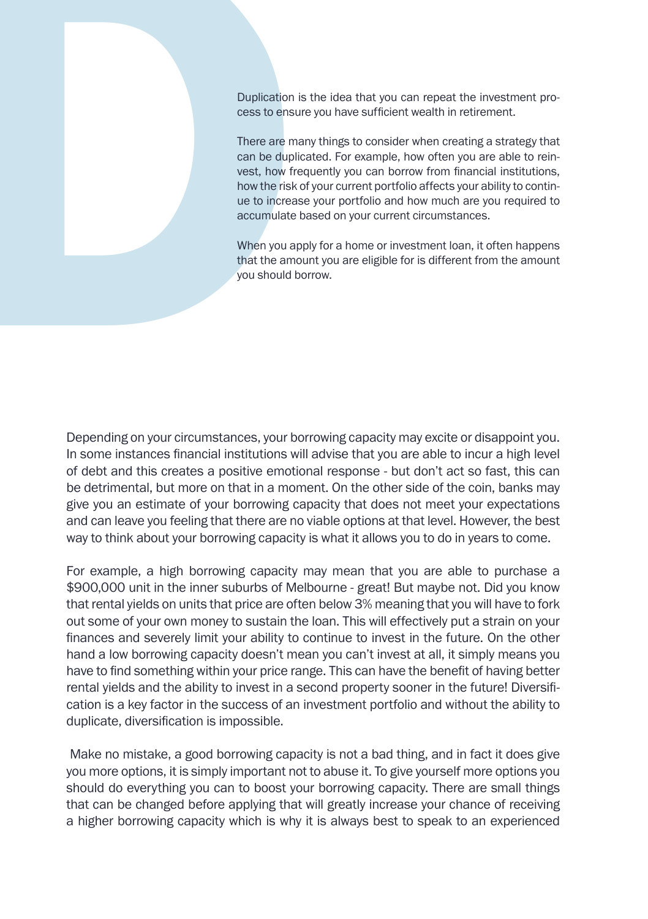Duplication is the idea that you can repeat the investment process to ensure you have sufficient wealth in retirement.

There are many things to consider when creating a strategy that can be duplicated. For example, how often you are able to reinvest, how frequently you can borrow from financial institutions, how the risk of your current portfolio affects your ability to continue to increase your portfolio and how much are you required to accumulate based on your current circumstances.

When you apply for a home or investment loan, it often happens that the amount you are eligible for is different from the amount you should borrow.

Depending on your circumstances, your borrowing capacity may excite or disappoint you. In some instances financial institutions will advise that you are able to incur a high level of debt and this creates a positive emotional response - but don't act so fast, this can be detrimental, but more on that in a moment. On the other side of the coin, banks may give you an estimate of your borrowing capacity that does not meet your expectations and can leave you feeling that there are no viable options at that level. However, the best way to think about your borrowing capacity is what it allows you to do in years to come.

For example, a high borrowing capacity may mean that you are able to purchase a $900,000 unit in the inner suburbs of Melbourne - great! But maybe not. Did you know that rental yields on units that price are often below 3% meaning that you will have to fork out some of your own money to sustain the loan. This will effectively put a strain on your finances and severely limit your ability to continue to invest in the future. On the other hand a low borrowing capacity doesn't mean you can't invest at all, it simply means you have to find something within your price range. This can have the benefit of having better rental yields and the ability to invest in a second property sooner in the future! Diversification is a key factor in the success of an investment portfolio and without the ability to duplicate, diversification is impossible.

Make no mistake, a good borrowing capacity is not a bad thing, and in fact it does give you more options, it is simply important not to abuse it. To give yourself more options you should do everything you can to boost your borrowing capacity. There are small things that can be changed before applying that will greatly increase your chance of receiving a higher borrowing capacity which is why it is always best to speak to an experienced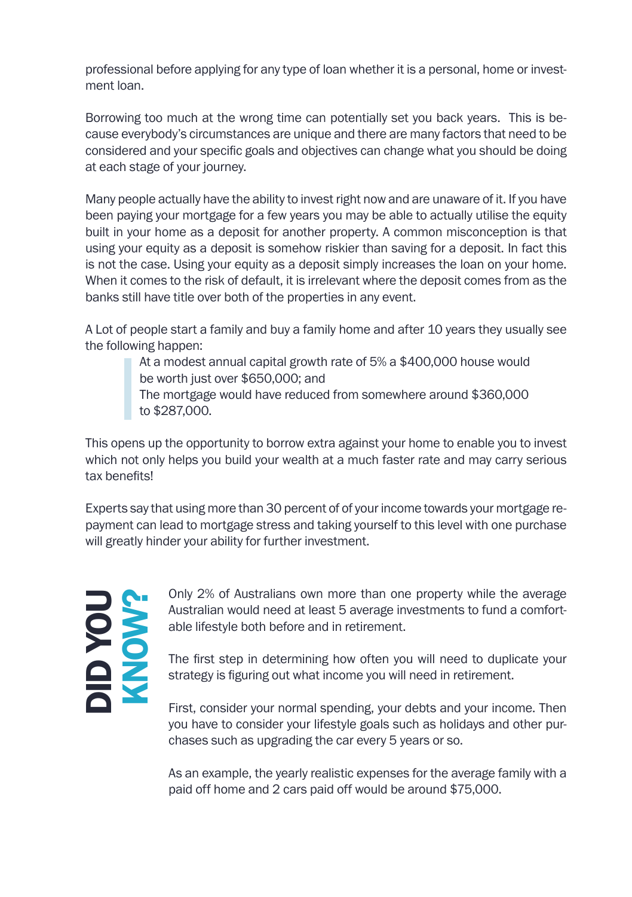professional before applying for any type of loan whether it is a personal, home or investment loan.

Borrowing too much at the wrong time can potentially set you back years. This is because everybody's circumstances are unique and there are many factors that need to be considered and your specific goals and objectives can change what you should be doing at each stage of your journey.

Many people actually have the ability to invest right now and are unaware of it. If you have been paying your mortgage for a few years you may be able to actually utilise the equity built in your home as a deposit for another property. A common misconception is that using your equity as a deposit is somehow riskier than saving for a deposit. In fact this is not the case. Using your equity as a deposit simply increases the loan on your home. When it comes to the risk of default, it is irrelevant where the deposit comes from as the banks still have title over both of the properties in any event.

A Lot of people start a family and buy a family home and after 10 years they usually see the following happen:

> At a modest annual capital growth rate of 5% a $400,000 house would be worth just over $650,000; and
> The mortgage would have reduced from somewhere around $360,000 to $287,000.

This opens up the opportunity to borrow extra against your home to enable you to invest which not only helps you build your wealth at a much faster rate and may carry serious tax benefits!

Experts say that using more than 30 percent of of your income towards your mortgage repayment can lead to mortgage stress and taking yourself to this level with one purchase will greatly hinder your ability for further investment.

## DID YOU KNOW?

Only 2% of Australians own more than one property while the average Australian would need at least 5 average investments to fund a comfortable lifestyle both before and in retirement.

The first step in determining how often you will need to duplicate your strategy is figuring out what income you will need in retirement.

First, consider your normal spending, your debts and your income. Then you have to consider your lifestyle goals such as holidays and other purchases such as upgrading the car every 5 years or so.

As an example, the yearly realistic expenses for the average family with a paid off home and 2 cars paid off would be around $75,000.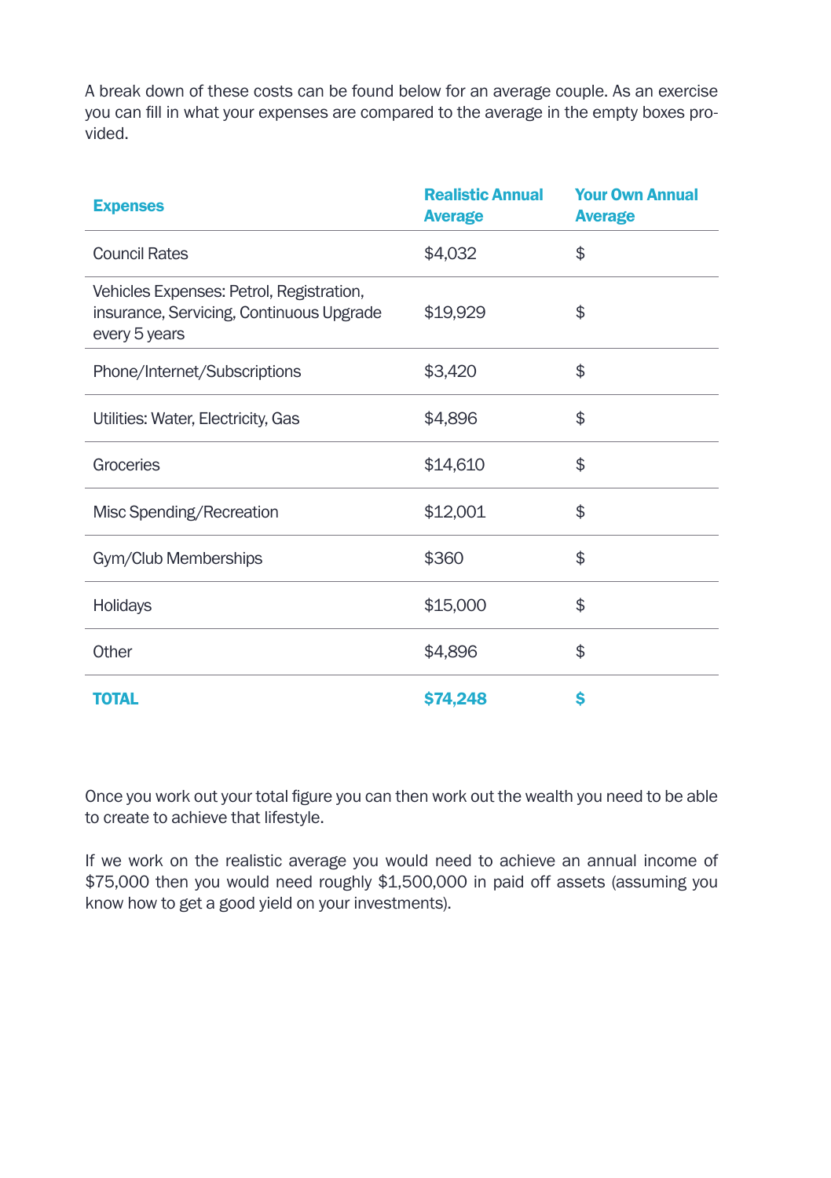A break down of these costs can be found below for an average couple. As an exercise you can fill in what your expenses are compared to the average in the empty boxes provided.

| Expenses | Realistic Annual Average | Your Own Annual Average |
|---|---|---|
| Council Rates | $4,032 | $ |
| Vehicles Expenses: Petrol, Registration, insurance, Servicing, Continuous Upgrade every 5 years | $19,929 | $ |
| Phone/Internet/Subscriptions | $3,420 | $ |
| Utilities: Water, Electricity, Gas | $4,896 | $ |
| Groceries | $14,610 | $ |
| Misc Spending/Recreation | $12,001 | $ |
| Gym/Club Memberships | $360 | $ |
| Holidays | $15,000 | $ |
| Other | $4,896 | $ |
| **TOTAL** | **$74,248** | **$** |

Once you work out your total figure you can then work out the wealth you need to be able to create to achieve that lifestyle.

If we work on the realistic average you would need to achieve an annual income of $75,000 then you would need roughly $1,500,000 in paid off assets (assuming you know how to get a good yield on your investments).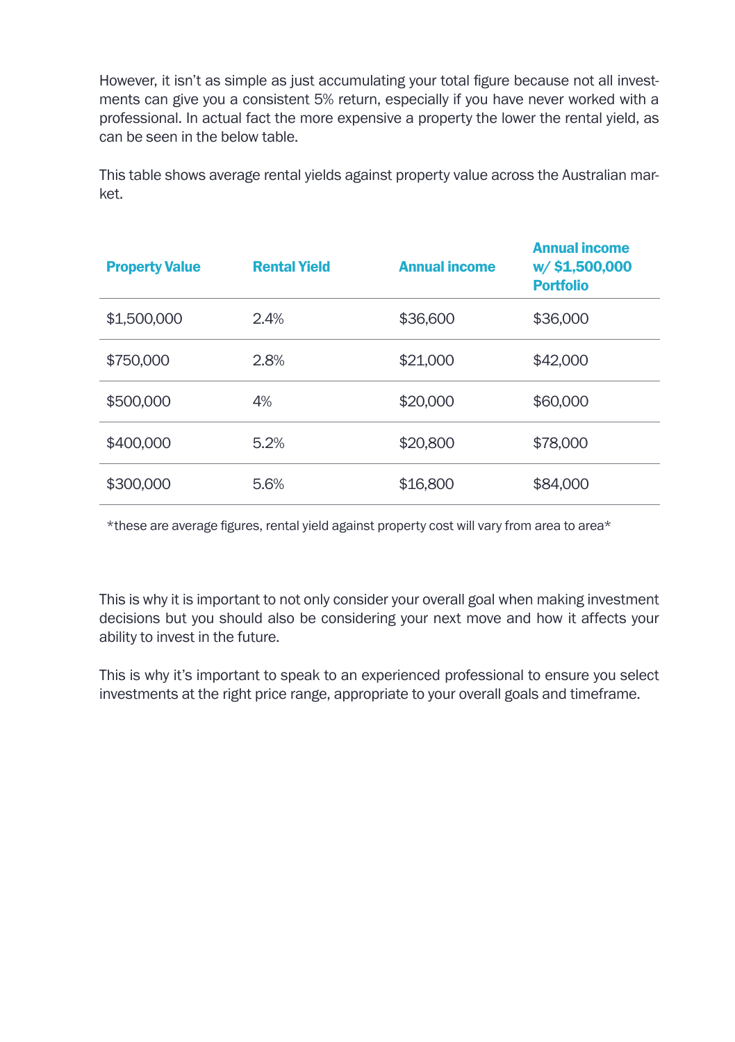However, it isn't as simple as just accumulating your total figure because not all investments can give you a consistent 5% return, especially if you have never worked with a professional. In actual fact the more expensive a property the lower the rental yield, as can be seen in the below table.

This table shows average rental yields against property value across the Australian market.

| Property Value | Rental Yield | Annual income | Annual income w/ $1,500,000 Portfolio |
|---|---|---|---|
| $1,500,000 | 2.4% | $36,600 | $36,000 |
| $750,000 | 2.8% | $21,000 | $42,000 |
| $500,000 | 4% | $20,000 | $60,000 |
| $400,000 | 5.2% | $20,800 | $78,000 |
| $300,000 | 5.6% | $16,800 | $84,000 |

*these are average figures, rental yield against property cost will vary from area to area*

This is why it is important to not only consider your overall goal when making investment decisions but you should also be considering your next move and how it affects your ability to invest in the future.

This is why it's important to speak to an experienced professional to ensure you select investments at the right price range, appropriate to your overall goals and timeframe.